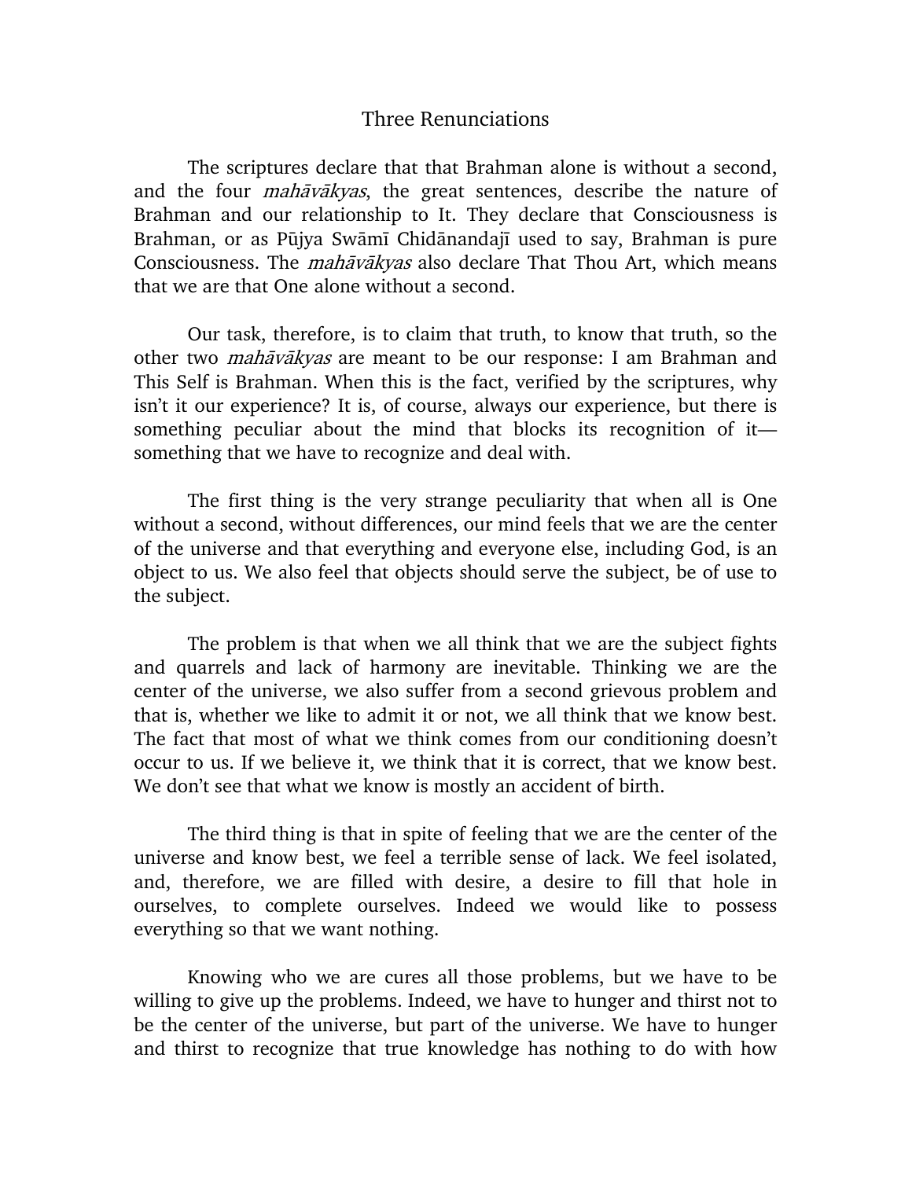# Three Renunciations

The scriptures declare that that Brahman alone is without a second, and the four *mahāvākyas*, the great sentences, describe the nature of Brahman and our relationship to It. They declare that Consciousness is Brahman, or as Pūjya Swāmī Chidānandajī used to say, Brahman is pure Consciousness. The *mahāvākyas* also declare That Thou Art, which means that we are that One alone without a second.

Our task, therefore, is to claim that truth, to know that truth, so the other two *mahāvākyas* are meant to be our response: I am Brahman and This Self is Brahman. When this is the fact, verified by the scriptures, why isn't it our experience? It is, of course, always our experience, but there is something peculiar about the mind that blocks its recognition of it—something that we have to recognize and deal with.

The first thing is the very strange peculiarity that when all is One without a second, without differences, our mind feels that we are the center of the universe and that everything and everyone else, including God, is an object to us. We also feel that objects should serve the subject, be of use to the subject.

The problem is that when we all think that we are the subject fights and quarrels and lack of harmony are inevitable. Thinking we are the center of the universe, we also suffer from a second grievous problem and that is, whether we like to admit it or not, we all think that we know best. The fact that most of what we think comes from our conditioning doesn't occur to us. If we believe it, we think that it is correct, that we know best. We don't see that what we know is mostly an accident of birth.

The third thing is that in spite of feeling that we are the center of the universe and know best, we feel a terrible sense of lack. We feel isolated, and, therefore, we are filled with desire, a desire to fill that hole in ourselves, to complete ourselves. Indeed we would like to possess everything so that we want nothing.

Knowing who we are cures all those problems, but we have to be willing to give up the problems. Indeed, we have to hunger and thirst not to be the center of the universe, but part of the universe. We have to hunger and thirst to recognize that true knowledge has nothing to do with how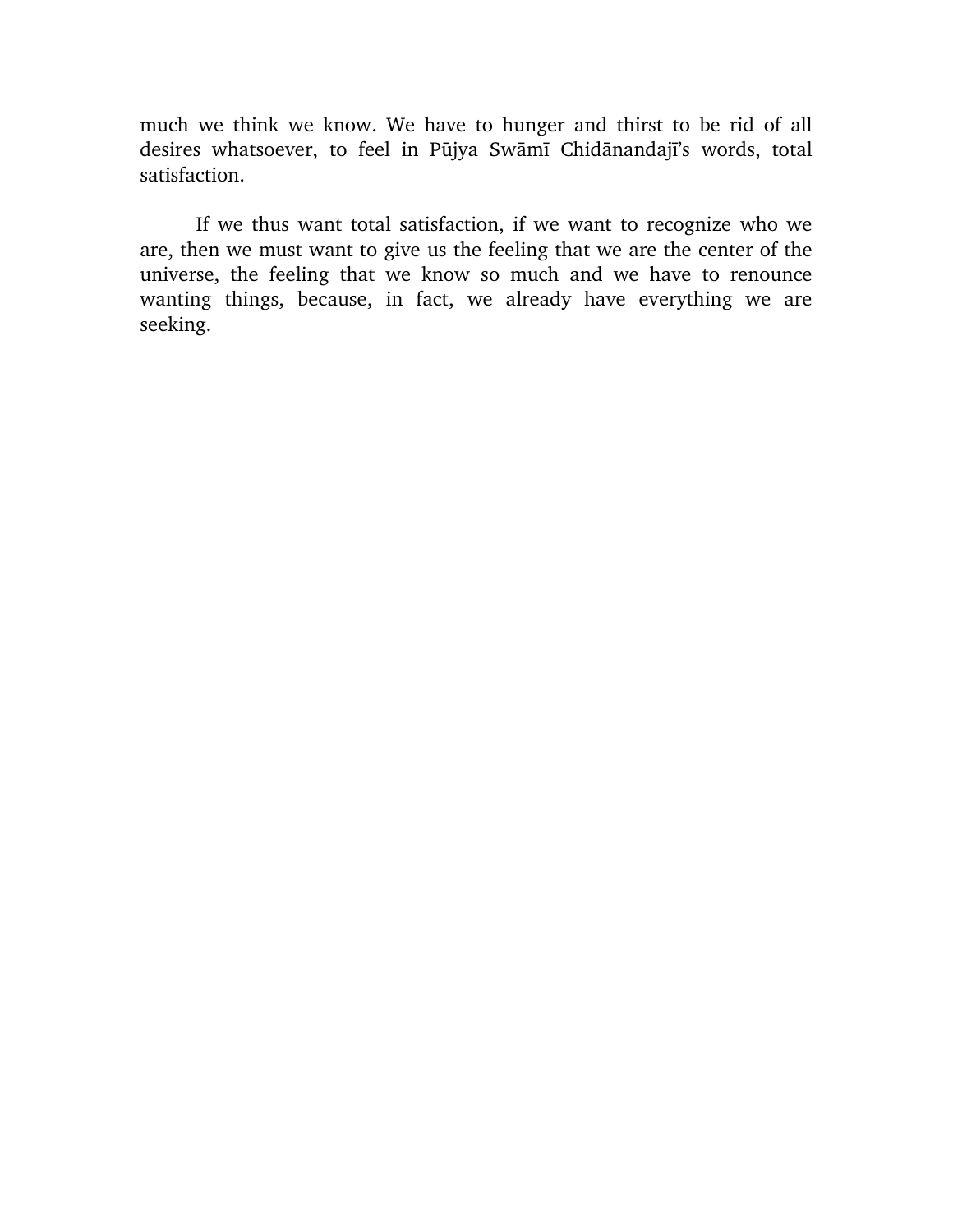much we think we know. We have to hunger and thirst to be rid of all desires whatsoever, to feel in Pūjya Swāmī Chidānandajī's words, total satisfaction.

If we thus want total satisfaction, if we want to recognize who we are, then we must want to give us the feeling that we are the center of the universe, the feeling that we know so much and we have to renounce wanting things, because, in fact, we already have everything we are seeking.